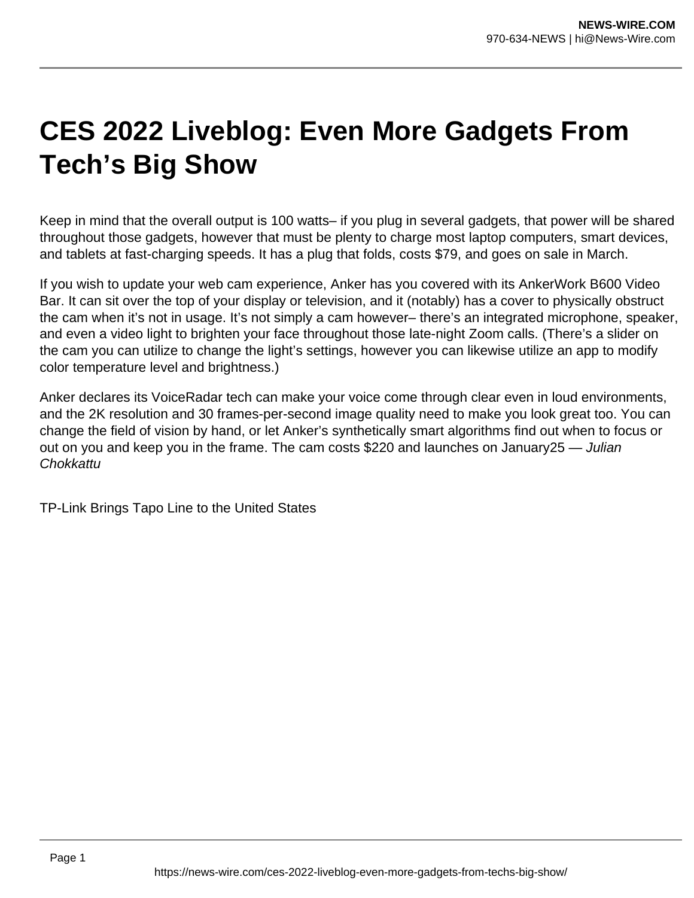# CES 2022 Liveblog: Even More Gadgets From Tech's Big Show

Keep in mind that the overall output is 100 watts– if you plug in several gadgets, that power will be shared throughout those gadgets, however that must be plenty to charge most laptop computers, smart devices, and tablets at fast-charging speeds. It has a plug that folds, costs $79, and goes on sale in March.

If you wish to update your web cam experience, Anker has you covered with its AnkerWork B600 Video Bar. It can sit over the top of your display or television, and it (notably) has a cover to physically obstruct the cam when it's not in usage. It's not simply a cam however– there's an integrated microphone, speaker, and even a video light to brighten your face throughout those late-night Zoom calls. (There's a slider on the cam you can utilize to change the light's settings, however you can likewise utilize an app to modify color temperature level and brightness.)

Anker declares its VoiceRadar tech can make your voice come through clear even in loud environments, and the 2K resolution and 30 frames-per-second image quality need to make you look great too. You can change the field of vision by hand, or let Anker's synthetically smart algorithms find out when to focus or out on you and keep you in the frame. The cam costs $220 and launches on January25 — *Julian Chokkattu*

TP-Link Brings Tapo Line to the United States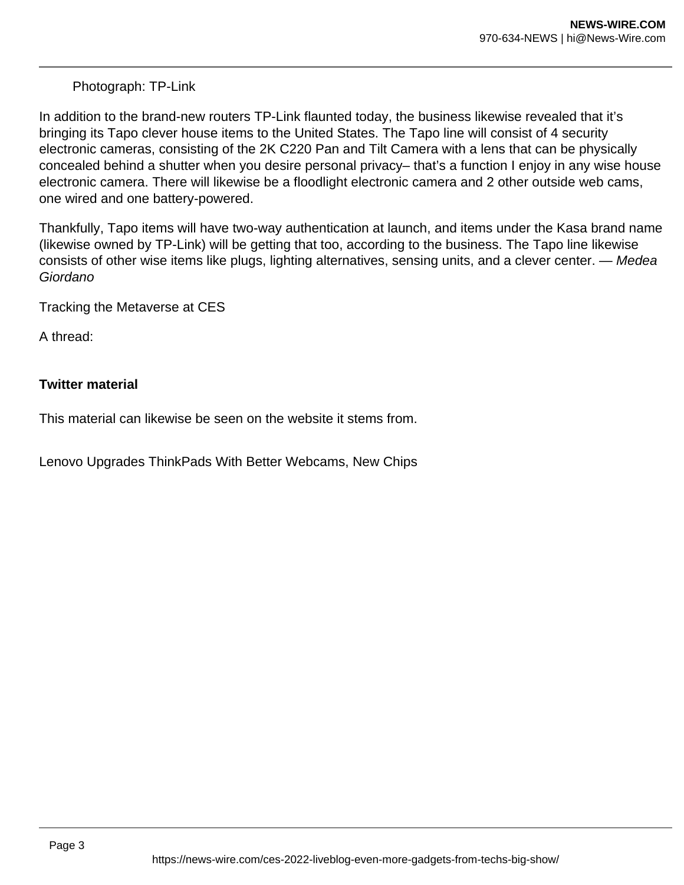Photograph: TP-Link

In addition to the brand-new routers TP-Link flaunted today, the business likewise revealed that it's bringing its Tapo clever house items to the United States. The Tapo line will consist of 4 security electronic cameras, consisting of the 2K C220 Pan and Tilt Camera with a lens that can be physically concealed behind a shutter when you desire personal privacy– that's a function I enjoy in any wise house electronic camera. There will likewise be a floodlight electronic camera and 2 other outside web cams, one wired and one battery-powered.

Thankfully, Tapo items will have two-way authentication at launch, and items under the Kasa brand name (likewise owned by TP-Link) will be getting that too, according to the business. The Tapo line likewise consists of other wise items like plugs, lighting alternatives, sensing units, and a clever center. — *Medea Giordano*

Tracking the Metaverse at CES

A thread:

**Twitter material**

This material can likewise be seen on the website it stems from.

Lenovo Upgrades ThinkPads With Better Webcams, New Chips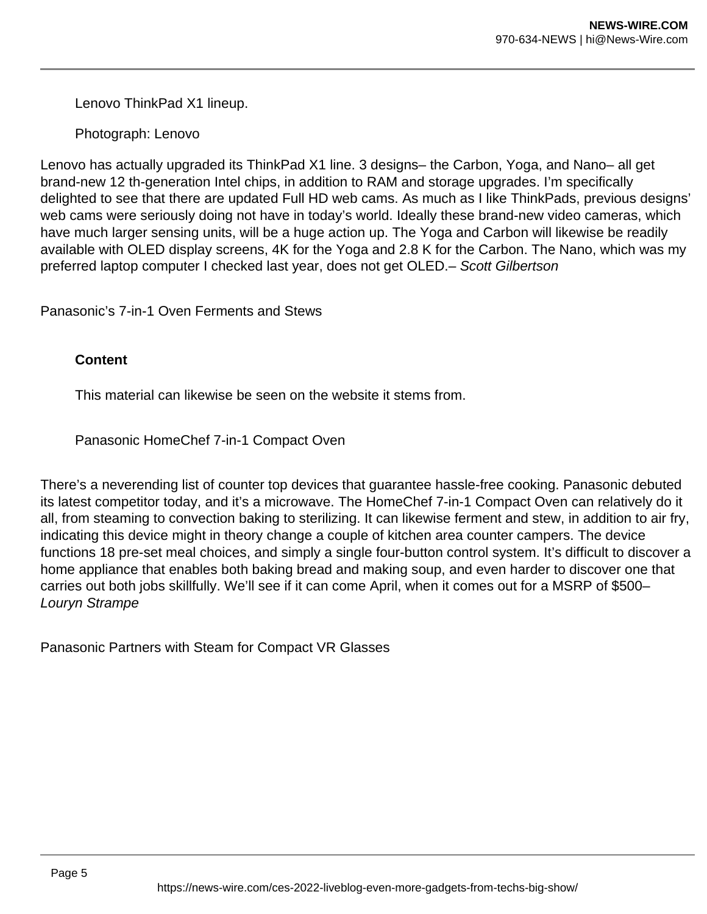Lenovo ThinkPad X1 lineup.

Photograph: Lenovo

Lenovo has actually upgraded its ThinkPad X1 line. 3 designs– the Carbon, Yoga, and Nano– all get brand-new 12 th-generation Intel chips, in addition to RAM and storage upgrades. I'm specifically delighted to see that there are updated Full HD web cams. As much as I like ThinkPads, previous designs' web cams were seriously doing not have in today's world. Ideally these brand-new video cameras, which have much larger sensing units, will be a huge action up. The Yoga and Carbon will likewise be readily available with OLED display screens, 4K for the Yoga and 2.8 K for the Carbon. The Nano, which was my preferred laptop computer I checked last year, does not get OLED.– *Scott Gilbertson*

## Panasonic's 7-in-1 Oven Ferments and Stews

**Content**

This material can likewise be seen on the website it stems from.

Panasonic HomeChef 7-in-1 Compact Oven

There's a neverending list of counter top devices that guarantee hassle-free cooking. Panasonic debuted its latest competitor today, and it's a microwave. The HomeChef 7-in-1 Compact Oven can relatively do it all, from steaming to convection baking to sterilizing. It can likewise ferment and stew, in addition to air fry, indicating this device might in theory change a couple of kitchen area counter campers. The device functions 18 pre-set meal choices, and simply a single four-button control system. It's difficult to discover a home appliance that enables both baking bread and making soup, and even harder to discover one that carries out both jobs skillfully. We'll see if it can come April, when it comes out for a MSRP of $500– *Louryn Strampe*

## Panasonic Partners with Steam for Compact VR Glasses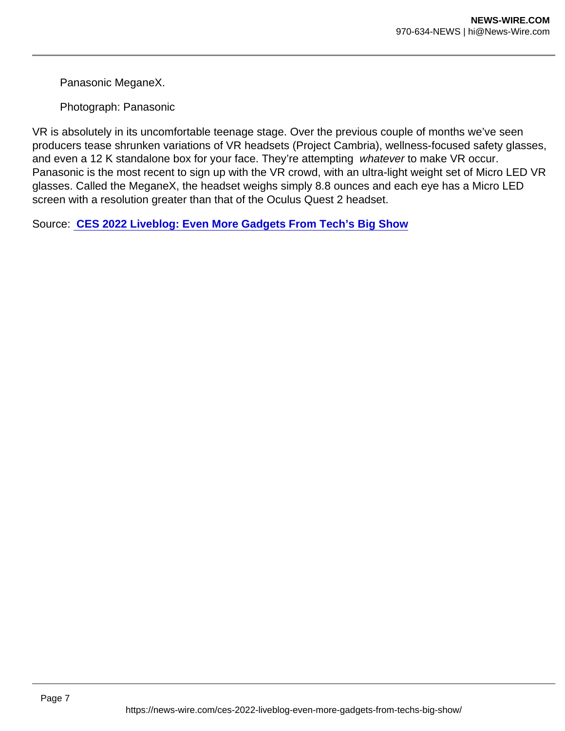Panasonic MeganeX.

Photograph: Panasonic

VR is absolutely in its uncomfortable teenage stage. Over the previous couple of months we've seen producers tease shrunken variations of VR headsets (Project Cambria), wellness-focused safety glasses, and even a 12 K standalone box for your face. They're attempting *whatever* to make VR occur. Panasonic is the most recent to sign up with the VR crowd, with an ultra-light weight set of Micro LED VR glasses. Called the MeganeX, the headset weighs simply 8.8 ounces and each eye has a Micro LED screen with a resolution greater than that of the Oculus Quest 2 headset.

Source: **CES 2022 Liveblog: Even More Gadgets From Tech's Big Show**